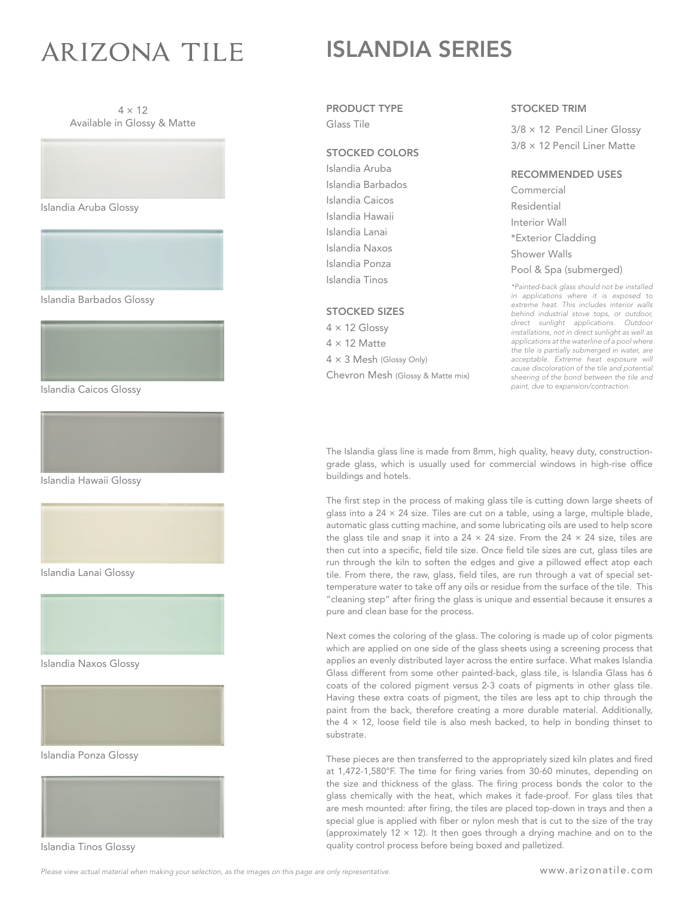ARIZONA TILE

# ISLANDIA SERIES

4 × 12
Available in Glossy & Matte

Islandia Aruba Glossy

Islandia Barbados Glossy

Islandia Caicos Glossy

Islandia Hawaii Glossy

Islandia Lanai Glossy

Islandia Naxos Glossy

Islandia Ponza Glossy

Islandia Tinos Glossy

### PRODUCT TYPE

Glass Tile

### STOCKED COLORS

Islandia Aruba
Islandia Barbados
Islandia Caicos
Islandia Hawaii
Islandia Lanai
Islandia Naxos
Islandia Ponza
Islandia Tinos

### STOCKED SIZES

4 × 12 Glossy
4 × 12 Matte
4 × 3 Mesh (Glossy Only)
Chevron Mesh (Glossy & Matte mix)

### STOCKED TRIM

3/8 × 12 Pencil Liner Glossy
3/8 × 12 Pencil Liner Matte

### RECOMMENDED USES

Commercial
Residential
Interior Wall
*Exterior Cladding
Shower Walls
Pool & Spa (submerged)

*\*Painted-back glass should not be installed in applications where it is exposed to extreme heat. This includes interior walls behind industrial stove tops, or outdoor, direct sunlight applications. Outdoor installations, not in direct sunlight as well as applications at the waterline of a pool where the tile is partially submerged in water, are acceptable. Extreme heat exposure will cause discoloration of the tile and potential sheering of the bond between the tile and paint, due to expansion/contraction.*

The Islandia glass line is made from 8mm, high quality, heavy duty, construction-grade glass, which is usually used for commercial windows in high-rise office buildings and hotels.

The first step in the process of making glass tile is cutting down large sheets of glass into a 24 × 24 size. Tiles are cut on a table, using a large, multiple blade, automatic glass cutting machine, and some lubricating oils are used to help score the glass tile and snap it into a 24 × 24 size. From the 24 × 24 size, tiles are then cut into a specific, field tile size. Once field tile sizes are cut, glass tiles are run through the kiln to soften the edges and give a pillowed effect atop each tile. From there, the raw, glass, field tiles, are run through a vat of special set-temperature water to take off any oils or residue from the surface of the tile. This "cleaning step" after firing the glass is unique and essential because it ensures a pure and clean base for the process.

Next comes the coloring of the glass. The coloring is made up of color pigments which are applied on one side of the glass sheets using a screening process that applies an evenly distributed layer across the entire surface. What makes Islandia Glass different from some other painted-back, glass tile, is Islandia Glass has 6 coats of the colored pigment versus 2-3 coats of pigments in other glass tile. Having these extra coats of pigment, the tiles are less apt to chip through the paint from the back, therefore creating a more durable material. Additionally, the 4 × 12, loose field tile is also mesh backed, to help in bonding thinset to substrate.

These pieces are then transferred to the appropriately sized kiln plates and fired at 1,472-1,580°F. The time for firing varies from 30-60 minutes, depending on the size and thickness of the glass. The firing process bonds the color to the glass chemically with the heat, which makes it fade-proof. For glass tiles that are mesh mounted: after firing, the tiles are placed top-down in trays and then a special glue is applied with fiber or nylon mesh that is cut to the size of the tray (approximately 12 × 12). It then goes through a drying machine and on to the quality control process before being boxed and palletized.

*Please view actual material when making your selection, as the images on this page are only representative.*

www.arizonatile.com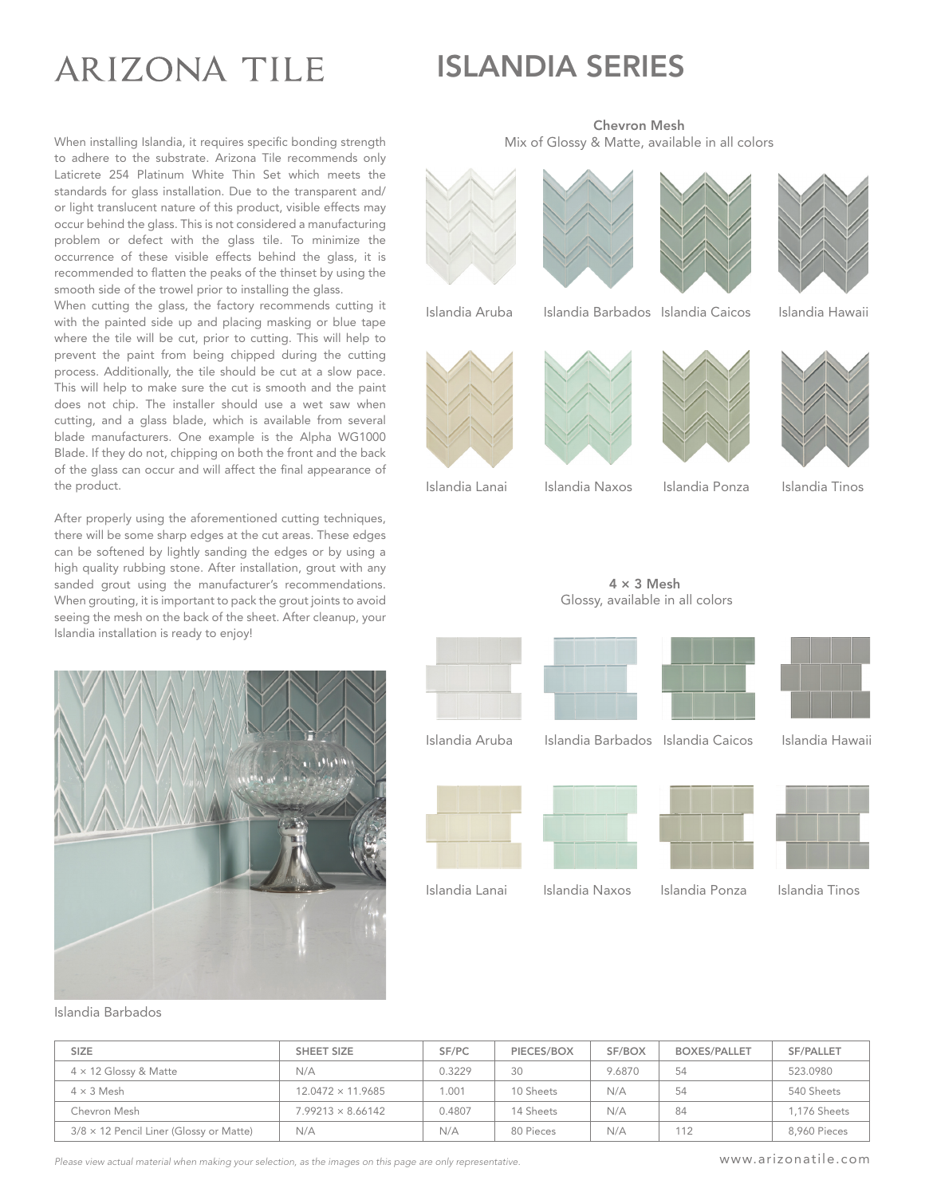# ARIZONA TILE

# ISLANDIA SERIES

When installing Islandia, it requires specific bonding strength to adhere to the substrate. Arizona Tile recommends only Laticrete 254 Platinum White Thin Set which meets the standards for glass installation. Due to the transparent and/ or light translucent nature of this product, visible effects may occur behind the glass. This is not considered a manufacturing problem or defect with the glass tile. To minimize the occurrence of these visible effects behind the glass, it is recommended to flatten the peaks of the thinset by using the smooth side of the trowel prior to installing the glass.
When cutting the glass, the factory recommends cutting it with the painted side up and placing masking or blue tape where the tile will be cut, prior to cutting. This will help to prevent the paint from being chipped during the cutting process. Additionally, the tile should be cut at a slow pace. This will help to make sure the cut is smooth and the paint does not chip. The installer should use a wet saw when cutting, and a glass blade, which is available from several blade manufacturers. One example is the Alpha WG1000 Blade. If they do not, chipping on both the front and the back of the glass can occur and will affect the final appearance of the product.

After properly using the aforementioned cutting techniques, there will be some sharp edges at the cut areas. These edges can be softened by lightly sanding the edges or by using a high quality rubbing stone. After installation, grout with any sanded grout using the manufacturer's recommendations. When grouting, it is important to pack the grout joints to avoid seeing the mesh on the back of the sheet. After cleanup, your Islandia installation is ready to enjoy!

Islandia Barbados

**Chevron Mesh**
Mix of Glossy & Matte, available in all colors

Islandia Aruba
Islandia Barbados
Islandia Caicos
Islandia Hawaii
Islandia Lanai
Islandia Naxos
Islandia Ponza
Islandia Tinos

**4 × 3 Mesh**
Glossy, available in all colors

Islandia Aruba
Islandia Barbados
Islandia Caicos
Islandia Hawaii
Islandia Lanai
Islandia Naxos
Islandia Ponza
Islandia Tinos

| SIZE | SHEET SIZE | SF/PC | PIECES/BOX | SF/BOX | BOXES/PALLET | SF/PALLET |
|---|---|---|---|---|---|---|
| 4 × 12 Glossy & Matte | N/A | 0.3229 | 30 | 9.6870 | 54 | 523.0980 |
| 4 × 3 Mesh | 12.0472 × 11.9685 | 1.001 | 10 Sheets | N/A | 54 | 540 Sheets |
| Chevron Mesh | 7.99213 × 8.66142 | 0.4807 | 14 Sheets | N/A | 84 | 1,176 Sheets |
| 3/8 × 12 Pencil Liner (Glossy or Matte) | N/A | N/A | 80 Pieces | N/A | 112 | 8,960 Pieces |

*Please view actual material when making your selection, as the images on this page are only representative.*

www.arizonatile.com